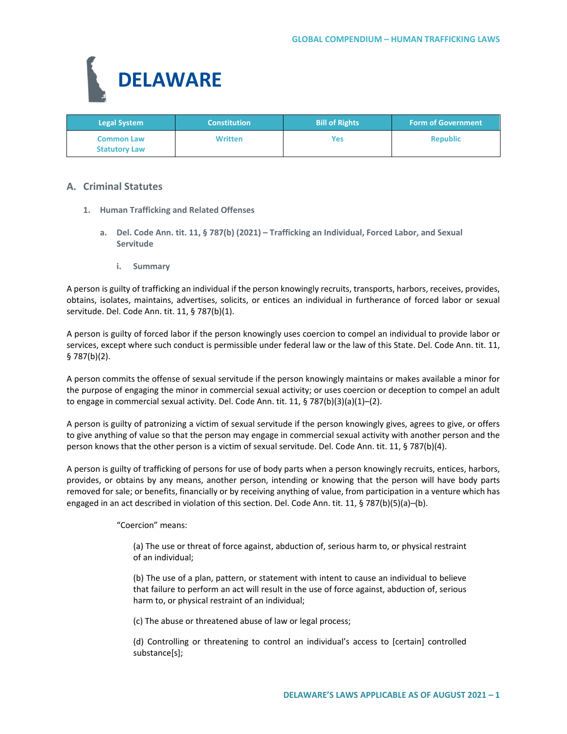# DELAWARE

| Legal System | Constitution | Bill of Rights | Form of Government |
|---|---|---|---|
| Common Law<br>Statutory Law | Written | Yes | Republic |

## A. Criminal Statutes

### 1. Human Trafficking and Related Offenses

#### a. Del. Code Ann. tit. 11, § 787(b) (2021) – Trafficking an Individual, Forced Labor, and Sexual Servitude

##### i. Summary

A person is guilty of trafficking an individual if the person knowingly recruits, transports, harbors, receives, provides, obtains, isolates, maintains, advertises, solicits, or entices an individual in furtherance of forced labor or sexual servitude. Del. Code Ann. tit. 11, § 787(b)(1).

A person is guilty of forced labor if the person knowingly uses coercion to compel an individual to provide labor or services, except where such conduct is permissible under federal law or the law of this State. Del. Code Ann. tit. 11, § 787(b)(2).

A person commits the offense of sexual servitude if the person knowingly maintains or makes available a minor for the purpose of engaging the minor in commercial sexual activity; or uses coercion or deception to compel an adult to engage in commercial sexual activity. Del. Code Ann. tit. 11, § 787(b)(3)(a)(1)–(2).

A person is guilty of patronizing a victim of sexual servitude if the person knowingly gives, agrees to give, or offers to give anything of value so that the person may engage in commercial sexual activity with another person and the person knows that the other person is a victim of sexual servitude. Del. Code Ann. tit. 11, § 787(b)(4).

A person is guilty of trafficking of persons for use of body parts when a person knowingly recruits, entices, harbors, provides, or obtains by any means, another person, intending or knowing that the person will have body parts removed for sale; or benefits, financially or by receiving anything of value, from participation in a venture which has engaged in an act described in violation of this section. Del. Code Ann. tit. 11, § 787(b)(5)(a)–(b).

"Coercion" means:

(a) The use or threat of force against, abduction of, serious harm to, or physical restraint of an individual;

(b) The use of a plan, pattern, or statement with intent to cause an individual to believe that failure to perform an act will result in the use of force against, abduction of, serious harm to, or physical restraint of an individual;

(c) The abuse or threatened abuse of law or legal process;

(d) Controlling or threatening to control an individual's access to [certain] controlled substance[s];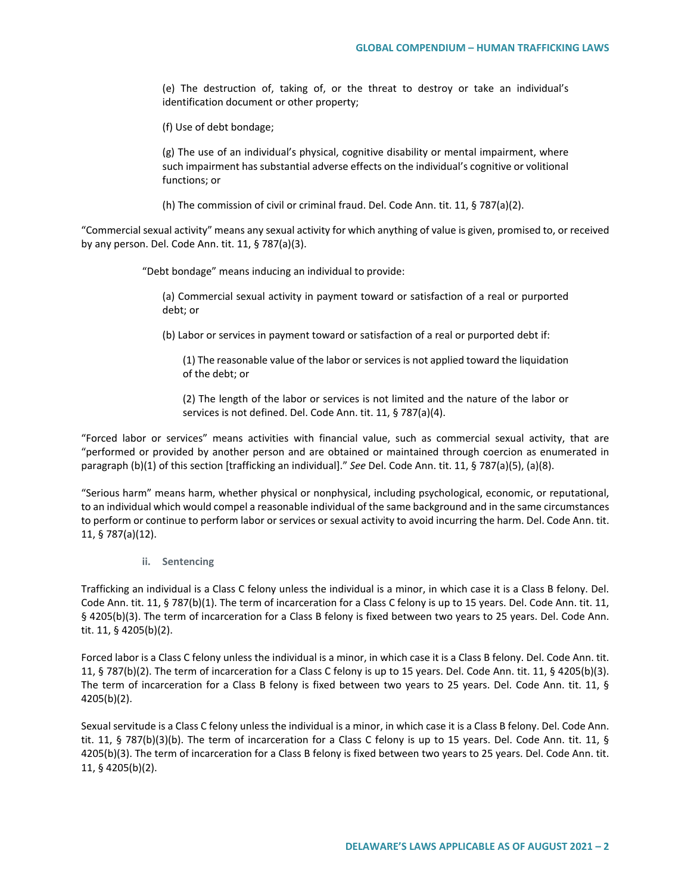(e) The destruction of, taking of, or the threat to destroy or take an individual's identification document or other property;

(f) Use of debt bondage;

(g) The use of an individual's physical, cognitive disability or mental impairment, where such impairment has substantial adverse effects on the individual's cognitive or volitional functions; or

(h) The commission of civil or criminal fraud. Del. Code Ann. tit. 11, § 787(a)(2).

"Commercial sexual activity" means any sexual activity for which anything of value is given, promised to, or received by any person. Del. Code Ann. tit. 11, § 787(a)(3).

"Debt bondage" means inducing an individual to provide:

(a) Commercial sexual activity in payment toward or satisfaction of a real or purported debt; or

(b) Labor or services in payment toward or satisfaction of a real or purported debt if:

(1) The reasonable value of the labor or services is not applied toward the liquidation of the debt; or

(2) The length of the labor or services is not limited and the nature of the labor or services is not defined. Del. Code Ann. tit. 11, § 787(a)(4).

"Forced labor or services" means activities with financial value, such as commercial sexual activity, that are "performed or provided by another person and are obtained or maintained through coercion as enumerated in paragraph (b)(1) of this section [trafficking an individual]." *See* Del. Code Ann. tit. 11, § 787(a)(5), (a)(8).

"Serious harm" means harm, whether physical or nonphysical, including psychological, economic, or reputational, to an individual which would compel a reasonable individual of the same background and in the same circumstances to perform or continue to perform labor or services or sexual activity to avoid incurring the harm. Del. Code Ann. tit. 11, § 787(a)(12).

### ii. Sentencing

Trafficking an individual is a Class C felony unless the individual is a minor, in which case it is a Class B felony. Del. Code Ann. tit. 11, § 787(b)(1). The term of incarceration for a Class C felony is up to 15 years. Del. Code Ann. tit. 11, § 4205(b)(3). The term of incarceration for a Class B felony is fixed between two years to 25 years. Del. Code Ann. tit. 11, § 4205(b)(2).

Forced labor is a Class C felony unless the individual is a minor, in which case it is a Class B felony. Del. Code Ann. tit. 11, § 787(b)(2). The term of incarceration for a Class C felony is up to 15 years. Del. Code Ann. tit. 11, § 4205(b)(3). The term of incarceration for a Class B felony is fixed between two years to 25 years. Del. Code Ann. tit. 11, § 4205(b)(2).

Sexual servitude is a Class C felony unless the individual is a minor, in which case it is a Class B felony. Del. Code Ann. tit. 11, § 787(b)(3)(b). The term of incarceration for a Class C felony is up to 15 years. Del. Code Ann. tit. 11, § 4205(b)(3). The term of incarceration for a Class B felony is fixed between two years to 25 years. Del. Code Ann. tit. 11, § 4205(b)(2).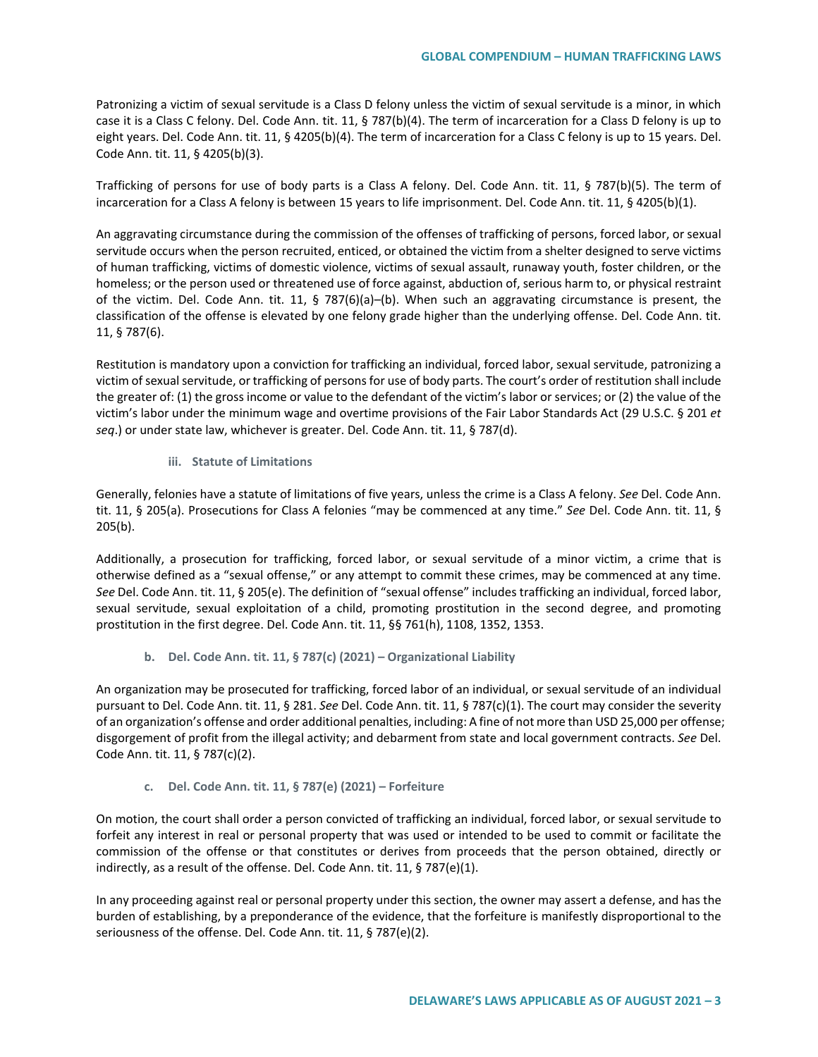Patronizing a victim of sexual servitude is a Class D felony unless the victim of sexual servitude is a minor, in which case it is a Class C felony. Del. Code Ann. tit. 11, § 787(b)(4). The term of incarceration for a Class D felony is up to eight years. Del. Code Ann. tit. 11, § 4205(b)(4). The term of incarceration for a Class C felony is up to 15 years. Del. Code Ann. tit. 11, § 4205(b)(3).

Trafficking of persons for use of body parts is a Class A felony. Del. Code Ann. tit. 11, § 787(b)(5). The term of incarceration for a Class A felony is between 15 years to life imprisonment. Del. Code Ann. tit. 11, § 4205(b)(1).

An aggravating circumstance during the commission of the offenses of trafficking of persons, forced labor, or sexual servitude occurs when the person recruited, enticed, or obtained the victim from a shelter designed to serve victims of human trafficking, victims of domestic violence, victims of sexual assault, runaway youth, foster children, or the homeless; or the person used or threatened use of force against, abduction of, serious harm to, or physical restraint of the victim. Del. Code Ann. tit. 11, § 787(6)(a)–(b). When such an aggravating circumstance is present, the classification of the offense is elevated by one felony grade higher than the underlying offense. Del. Code Ann. tit. 11, § 787(6).

Restitution is mandatory upon a conviction for trafficking an individual, forced labor, sexual servitude, patronizing a victim of sexual servitude, or trafficking of persons for use of body parts. The court's order of restitution shall include the greater of: (1) the gross income or value to the defendant of the victim's labor or services; or (2) the value of the victim's labor under the minimum wage and overtime provisions of the Fair Labor Standards Act (29 U.S.C. § 201 *et seq*.) or under state law, whichever is greater. Del. Code Ann. tit. 11, § 787(d).

#### iii. Statute of Limitations

Generally, felonies have a statute of limitations of five years, unless the crime is a Class A felony. *See* Del. Code Ann. tit. 11, § 205(a). Prosecutions for Class A felonies "may be commenced at any time." *See* Del. Code Ann. tit. 11, § 205(b).

Additionally, a prosecution for trafficking, forced labor, or sexual servitude of a minor victim, a crime that is otherwise defined as a "sexual offense," or any attempt to commit these crimes, may be commenced at any time. *See* Del. Code Ann. tit. 11, § 205(e). The definition of "sexual offense" includes trafficking an individual, forced labor, sexual servitude, sexual exploitation of a child, promoting prostitution in the second degree, and promoting prostitution in the first degree. Del. Code Ann. tit. 11, §§ 761(h), 1108, 1352, 1353.

### b. Del. Code Ann. tit. 11, § 787(c) (2021) – Organizational Liability

An organization may be prosecuted for trafficking, forced labor of an individual, or sexual servitude of an individual pursuant to Del. Code Ann. tit. 11, § 281. *See* Del. Code Ann. tit. 11, § 787(c)(1). The court may consider the severity of an organization's offense and order additional penalties, including: A fine of not more than USD 25,000 per offense; disgorgement of profit from the illegal activity; and debarment from state and local government contracts. *See* Del. Code Ann. tit. 11, § 787(c)(2).

### c. Del. Code Ann. tit. 11, § 787(e) (2021) – Forfeiture

On motion, the court shall order a person convicted of trafficking an individual, forced labor, or sexual servitude to forfeit any interest in real or personal property that was used or intended to be used to commit or facilitate the commission of the offense or that constitutes or derives from proceeds that the person obtained, directly or indirectly, as a result of the offense. Del. Code Ann. tit. 11, § 787(e)(1).

In any proceeding against real or personal property under this section, the owner may assert a defense, and has the burden of establishing, by a preponderance of the evidence, that the forfeiture is manifestly disproportional to the seriousness of the offense. Del. Code Ann. tit. 11, § 787(e)(2).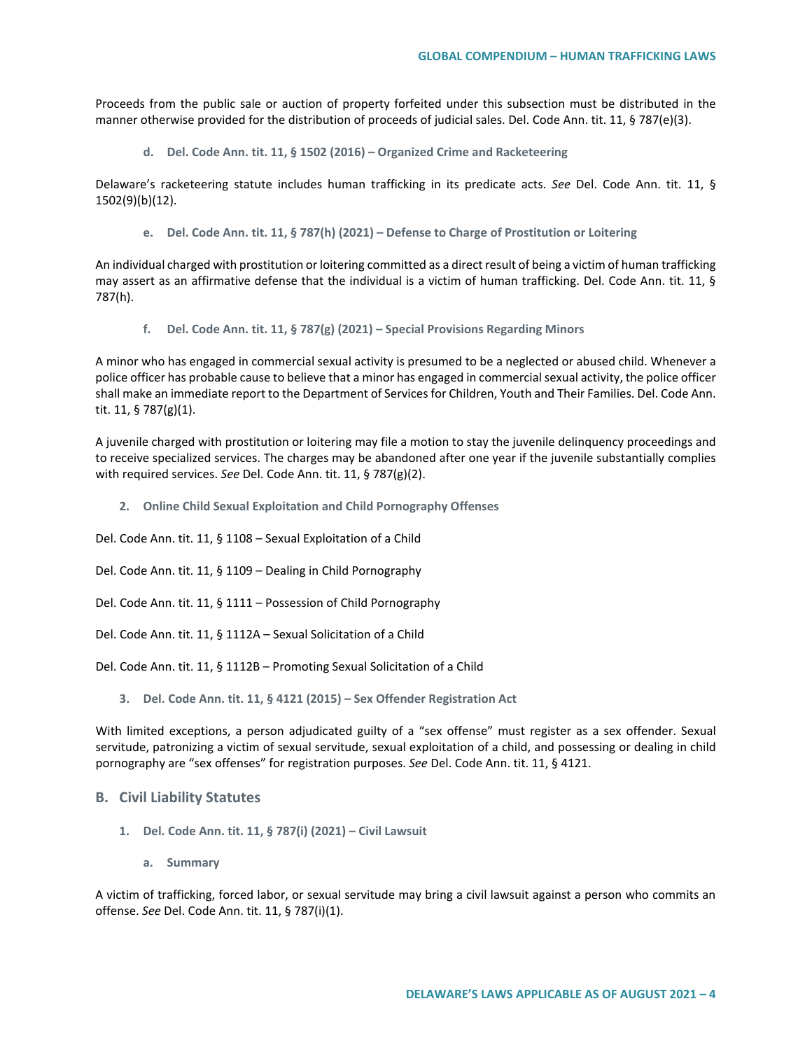Proceeds from the public sale or auction of property forfeited under this subsection must be distributed in the manner otherwise provided for the distribution of proceeds of judicial sales. Del. Code Ann. tit. 11, § 787(e)(3).

#### d. Del. Code Ann. tit. 11, § 1502 (2016) – Organized Crime and Racketeering

Delaware's racketeering statute includes human trafficking in its predicate acts. *See* Del. Code Ann. tit. 11, § 1502(9)(b)(12).

#### e. Del. Code Ann. tit. 11, § 787(h) (2021) – Defense to Charge of Prostitution or Loitering

An individual charged with prostitution or loitering committed as a direct result of being a victim of human trafficking may assert as an affirmative defense that the individual is a victim of human trafficking. Del. Code Ann. tit. 11, § 787(h).

#### f. Del. Code Ann. tit. 11, § 787(g) (2021) – Special Provisions Regarding Minors

A minor who has engaged in commercial sexual activity is presumed to be a neglected or abused child. Whenever a police officer has probable cause to believe that a minor has engaged in commercial sexual activity, the police officer shall make an immediate report to the Department of Services for Children, Youth and Their Families. Del. Code Ann. tit. 11, § 787(g)(1).

A juvenile charged with prostitution or loitering may file a motion to stay the juvenile delinquency proceedings and to receive specialized services. The charges may be abandoned after one year if the juvenile substantially complies with required services. *See* Del. Code Ann. tit. 11, § 787(g)(2).

### 2. Online Child Sexual Exploitation and Child Pornography Offenses

Del. Code Ann. tit. 11, § 1108 – Sexual Exploitation of a Child

Del. Code Ann. tit. 11, § 1109 – Dealing in Child Pornography

Del. Code Ann. tit. 11, § 1111 – Possession of Child Pornography

Del. Code Ann. tit. 11, § 1112A – Sexual Solicitation of a Child

Del. Code Ann. tit. 11, § 1112B – Promoting Sexual Solicitation of a Child

### 3. Del. Code Ann. tit. 11, § 4121 (2015) – Sex Offender Registration Act

With limited exceptions, a person adjudicated guilty of a "sex offense" must register as a sex offender. Sexual servitude, patronizing a victim of sexual servitude, sexual exploitation of a child, and possessing or dealing in child pornography are "sex offenses" for registration purposes. *See* Del. Code Ann. tit. 11, § 4121.

## B. Civil Liability Statutes

### 1. Del. Code Ann. tit. 11, § 787(i) (2021) – Civil Lawsuit

#### a. Summary

A victim of trafficking, forced labor, or sexual servitude may bring a civil lawsuit against a person who commits an offense. *See* Del. Code Ann. tit. 11, § 787(i)(1).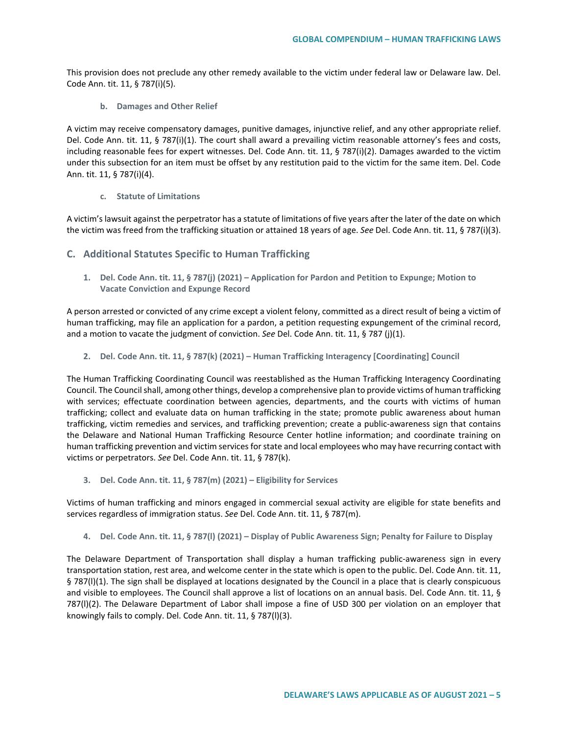This provision does not preclude any other remedy available to the victim under federal law or Delaware law. Del. Code Ann. tit. 11, § 787(i)(5).

#### b. Damages and Other Relief

A victim may receive compensatory damages, punitive damages, injunctive relief, and any other appropriate relief. Del. Code Ann. tit. 11, § 787(i)(1). The court shall award a prevailing victim reasonable attorney's fees and costs, including reasonable fees for expert witnesses. Del. Code Ann. tit. 11, § 787(i)(2). Damages awarded to the victim under this subsection for an item must be offset by any restitution paid to the victim for the same item. Del. Code Ann. tit. 11, § 787(i)(4).

#### c. Statute of Limitations

A victim's lawsuit against the perpetrator has a statute of limitations of five years after the later of the date on which the victim was freed from the trafficking situation or attained 18 years of age. *See* Del. Code Ann. tit. 11, § 787(i)(3).

## C. Additional Statutes Specific to Human Trafficking

### 1. Del. Code Ann. tit. 11, § 787(j) (2021) – Application for Pardon and Petition to Expunge; Motion to Vacate Conviction and Expunge Record

A person arrested or convicted of any crime except a violent felony, committed as a direct result of being a victim of human trafficking, may file an application for a pardon, a petition requesting expungement of the criminal record, and a motion to vacate the judgment of conviction. *See* Del. Code Ann. tit. 11, § 787 (j)(1).

### 2. Del. Code Ann. tit. 11, § 787(k) (2021) – Human Trafficking Interagency [Coordinating] Council

The Human Trafficking Coordinating Council was reestablished as the Human Trafficking Interagency Coordinating Council. The Council shall, among other things, develop a comprehensive plan to provide victims of human trafficking with services; effectuate coordination between agencies, departments, and the courts with victims of human trafficking; collect and evaluate data on human trafficking in the state; promote public awareness about human trafficking, victim remedies and services, and trafficking prevention; create a public-awareness sign that contains the Delaware and National Human Trafficking Resource Center hotline information; and coordinate training on human trafficking prevention and victim services for state and local employees who may have recurring contact with victims or perpetrators. *See* Del. Code Ann. tit. 11, § 787(k).

### 3. Del. Code Ann. tit. 11, § 787(m) (2021) – Eligibility for Services

Victims of human trafficking and minors engaged in commercial sexual activity are eligible for state benefits and services regardless of immigration status. *See* Del. Code Ann. tit. 11, § 787(m).

### 4. Del. Code Ann. tit. 11, § 787(l) (2021) – Display of Public Awareness Sign; Penalty for Failure to Display

The Delaware Department of Transportation shall display a human trafficking public-awareness sign in every transportation station, rest area, and welcome center in the state which is open to the public. Del. Code Ann. tit. 11, § 787(l)(1). The sign shall be displayed at locations designated by the Council in a place that is clearly conspicuous and visible to employees. The Council shall approve a list of locations on an annual basis. Del. Code Ann. tit. 11, § 787(l)(2). The Delaware Department of Labor shall impose a fine of USD 300 per violation on an employer that knowingly fails to comply. Del. Code Ann. tit. 11, § 787(l)(3).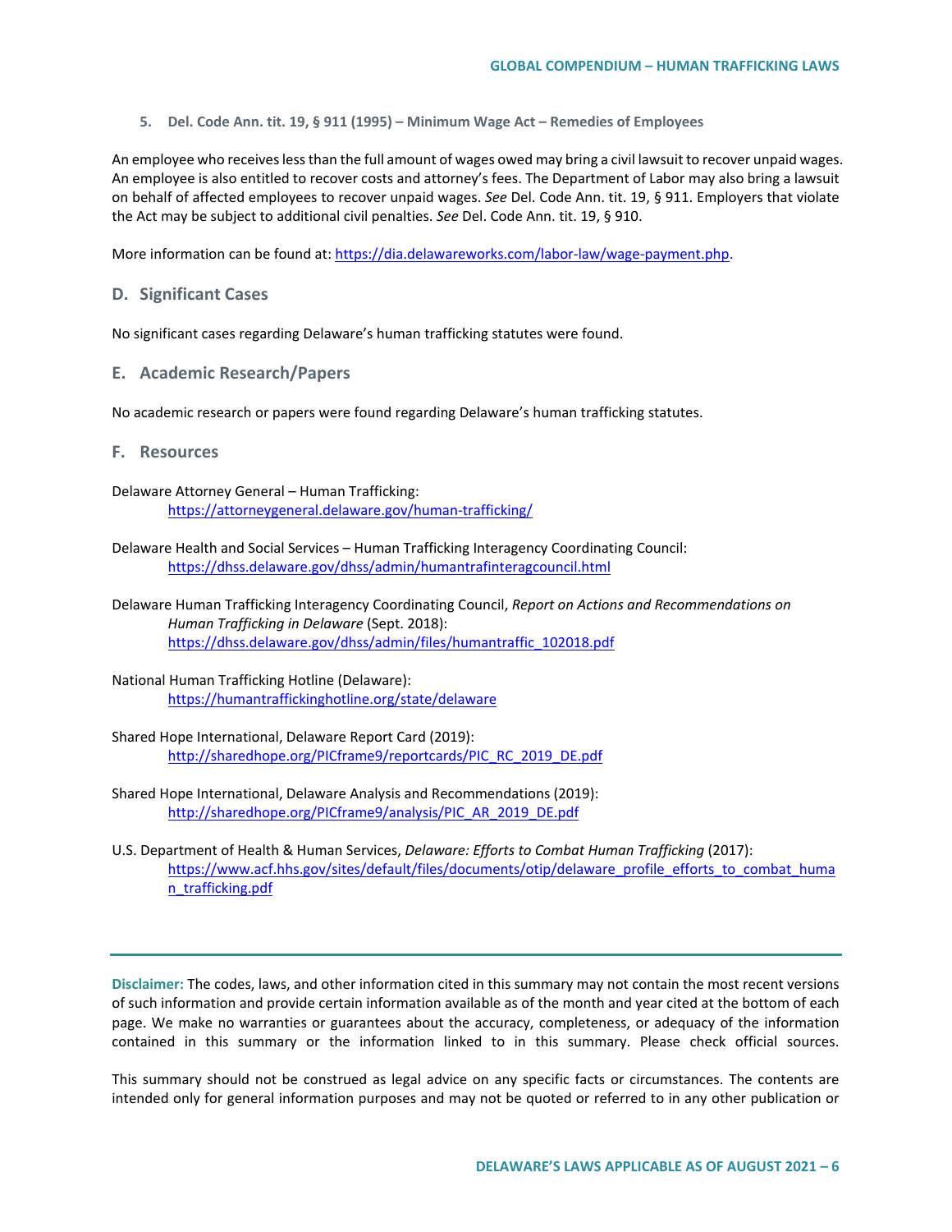5. **Del. Code Ann. tit. 19, § 911 (1995) – Minimum Wage Act – Remedies of Employees**

An employee who receives less than the full amount of wages owed may bring a civil lawsuit to recover unpaid wages. An employee is also entitled to recover costs and attorney's fees. The Department of Labor may also bring a lawsuit on behalf of affected employees to recover unpaid wages. *See* Del. Code Ann. tit. 19, § 911. Employers that violate the Act may be subject to additional civil penalties. *See* Del. Code Ann. tit. 19, § 910.

More information can be found at: https://dia.delawareworks.com/labor-law/wage-payment.php.

## D. Significant Cases

No significant cases regarding Delaware's human trafficking statutes were found.

## E. Academic Research/Papers

No academic research or papers were found regarding Delaware's human trafficking statutes.

## F. Resources

Delaware Attorney General – Human Trafficking:
https://attorneygeneral.delaware.gov/human-trafficking/

Delaware Health and Social Services – Human Trafficking Interagency Coordinating Council:
https://dhss.delaware.gov/dhss/admin/humantrafinteragcouncil.html

Delaware Human Trafficking Interagency Coordinating Council, *Report on Actions and Recommendations on Human Trafficking in Delaware* (Sept. 2018):
https://dhss.delaware.gov/dhss/admin/files/humantraffic_102018.pdf

National Human Trafficking Hotline (Delaware):
https://humantraffickinghotline.org/state/delaware

Shared Hope International, Delaware Report Card (2019):
http://sharedhope.org/PICframe9/reportcards/PIC_RC_2019_DE.pdf

Shared Hope International, Delaware Analysis and Recommendations (2019):
http://sharedhope.org/PICframe9/analysis/PIC_AR_2019_DE.pdf

U.S. Department of Health & Human Services, *Delaware: Efforts to Combat Human Trafficking* (2017):
https://www.acf.hhs.gov/sites/default/files/documents/otip/delaware_profile_efforts_to_combat_human_trafficking.pdf

---

**Disclaimer:** The codes, laws, and other information cited in this summary may not contain the most recent versions of such information and provide certain information available as of the month and year cited at the bottom of each page. We make no warranties or guarantees about the accuracy, completeness, or adequacy of the information contained in this summary or the information linked to in this summary. Please check official sources.

This summary should not be construed as legal advice on any specific facts or circumstances. The contents are intended only for general information purposes and may not be quoted or referred to in any other publication or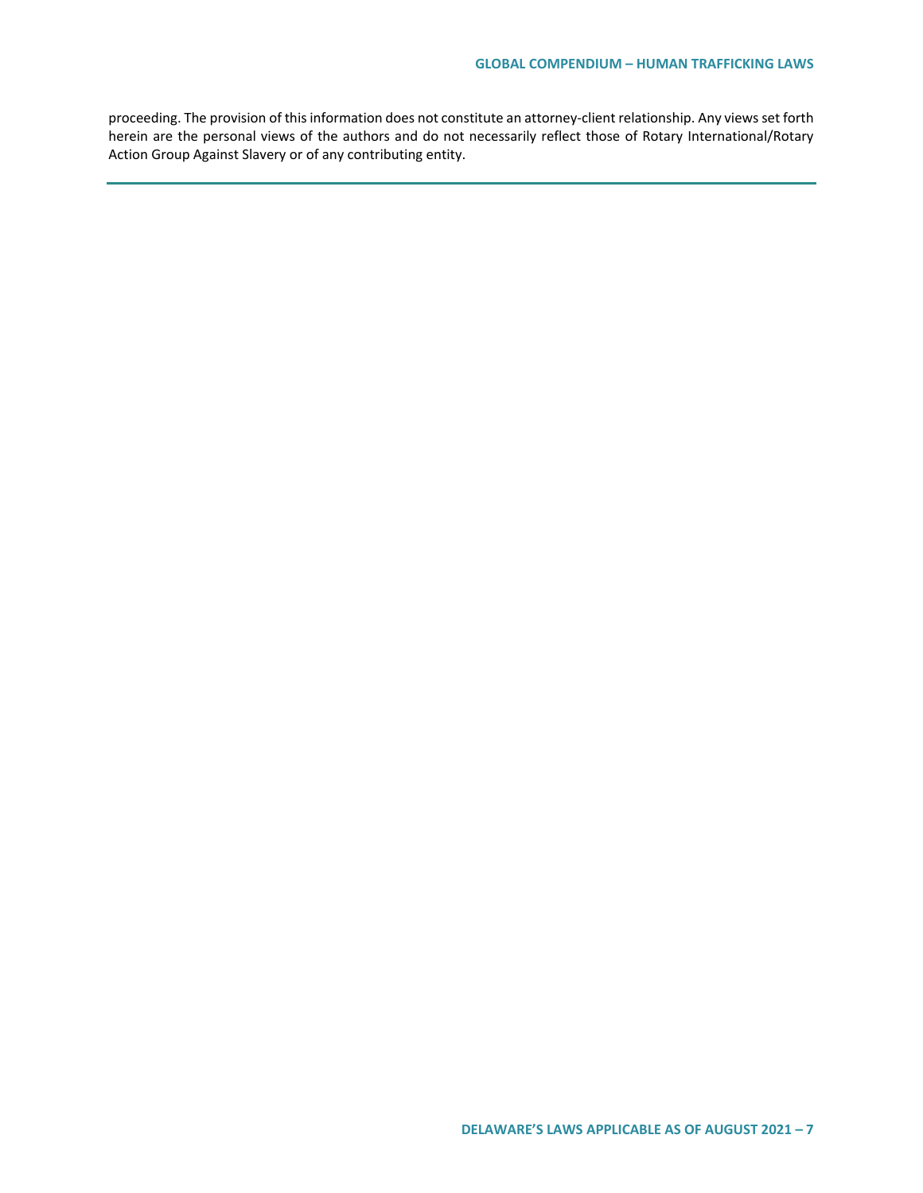proceeding. The provision of this information does not constitute an attorney-client relationship. Any views set forth herein are the personal views of the authors and do not necessarily reflect those of Rotary International/Rotary Action Group Against Slavery or of any contributing entity.

---